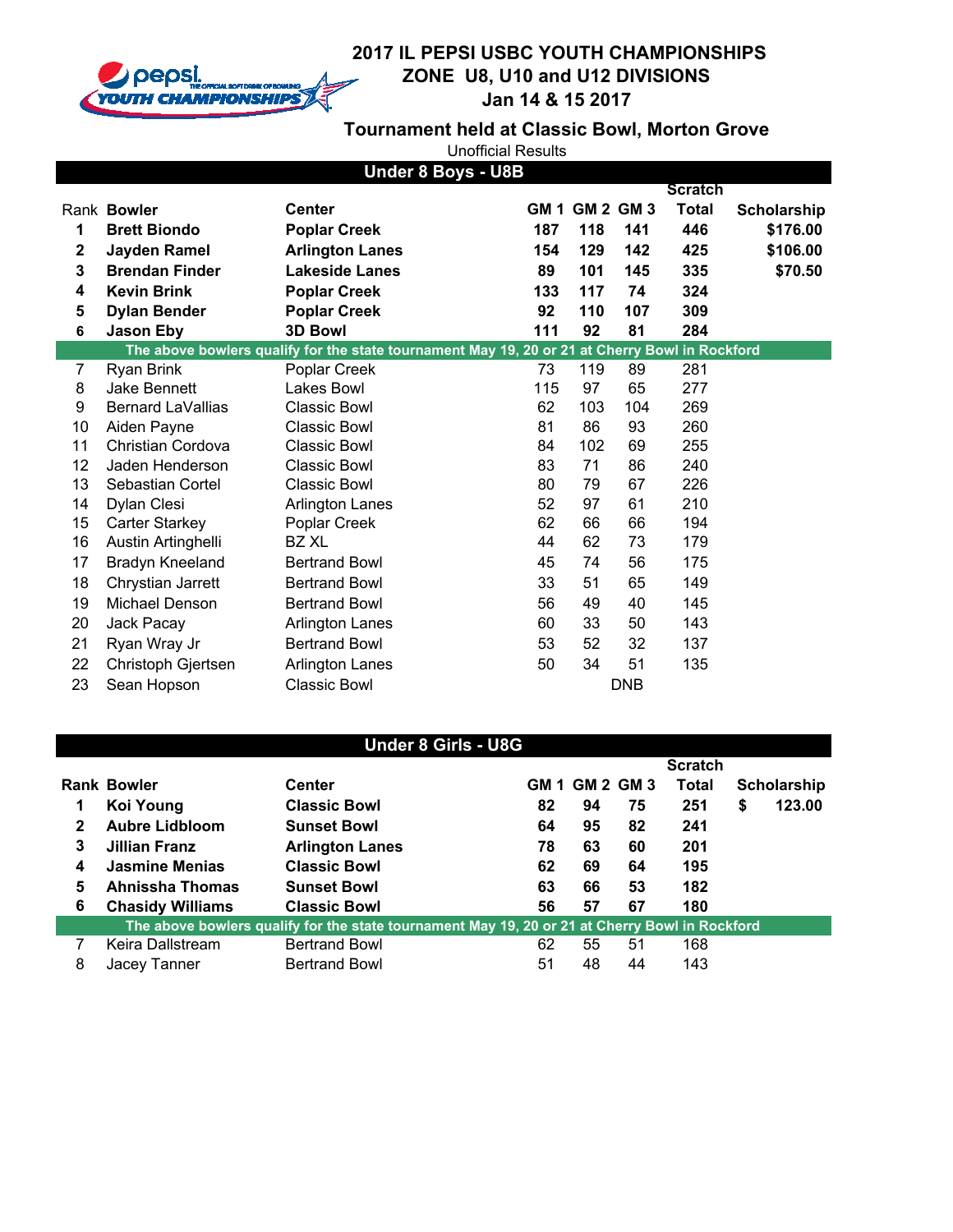# 2017 IL PEPSI USBC YOUTH CHAMPIONSHIPS
## ZONE U8, U10 and U12 DIVISIONS
### Jan 14 & 15 2017

### Tournament held at Classic Bowl, Morton Grove

Unofficial Results

## Under 8 Boys - U8B

| Rank | Bowler | Center | GM 1 | GM 2 | GM 3 | Scratch Total | Scholarship |
|---|---|---|---|---|---|---|---|
| **1** | **Brett Biondo** | **Poplar Creek** | **187** | **118** | **141** | **446** | **$176.00** |
| **2** | **Jayden Ramel** | **Arlington Lanes** | **154** | **129** | **142** | **425** | **$106.00** |
| **3** | **Brendan Finder** | **Lakeside Lanes** | **89** | **101** | **145** | **335** | **$70.50** |
| **4** | **Kevin Brink** | **Poplar Creek** | **133** | **117** | **74** | **324** | |
| **5** | **Dylan Bender** | **Poplar Creek** | **92** | **110** | **107** | **309** | |
| **6** | **Jason Eby** | **3D Bowl** | **111** | **92** | **81** | **284** | |
| | **The above bowlers qualify for the state tournament May 19, 20 or 21 at Cherry Bowl in Rockford** | | | | | | |
| 7 | Ryan Brink | Poplar Creek | 73 | 119 | 89 | 281 | |
| 8 | Jake Bennett | Lakes Bowl | 115 | 97 | 65 | 277 | |
| 9 | Bernard LaVallias | Classic Bowl | 62 | 103 | 104 | 269 | |
| 10 | Aiden Payne | Classic Bowl | 81 | 86 | 93 | 260 | |
| 11 | Christian Cordova | Classic Bowl | 84 | 102 | 69 | 255 | |
| 12 | Jaden Henderson | Classic Bowl | 83 | 71 | 86 | 240 | |
| 13 | Sebastian Cortel | Classic Bowl | 80 | 79 | 67 | 226 | |
| 14 | Dylan Clesi | Arlington Lanes | 52 | 97 | 61 | 210 | |
| 15 | Carter Starkey | Poplar Creek | 62 | 66 | 66 | 194 | |
| 16 | Austin Artinghelli | BZ XL | 44 | 62 | 73 | 179 | |
| 17 | Bradyn Kneeland | Bertrand Bowl | 45 | 74 | 56 | 175 | |
| 18 | Chrystian Jarrett | Bertrand Bowl | 33 | 51 | 65 | 149 | |
| 19 | Michael Denson | Bertrand Bowl | 56 | 49 | 40 | 145 | |
| 20 | Jack Pacay | Arlington Lanes | 60 | 33 | 50 | 143 | |
| 21 | Ryan Wray Jr | Bertrand Bowl | 53 | 52 | 32 | 137 | |
| 22 | Christoph Gjertsen | Arlington Lanes | 50 | 34 | 51 | 135 | |
| 23 | Sean Hopson | Classic Bowl | | DNB | | | |

## Under 8 Girls - U8G

| Rank | Bowler | Center | GM 1 | GM 2 | GM 3 | Scratch Total | Scholarship |
|---|---|---|---|---|---|---|---|
| **1** | **Koi Young** | **Classic Bowl** | **82** | **94** | **75** | **251** | **$ 123.00** |
| **2** | **Aubre Lidbloom** | **Sunset Bowl** | **64** | **95** | **82** | **241** | |
| **3** | **Jillian Franz** | **Arlington Lanes** | **78** | **63** | **60** | **201** | |
| **4** | **Jasmine Menias** | **Classic Bowl** | **62** | **69** | **64** | **195** | |
| **5** | **Ahnissha Thomas** | **Sunset Bowl** | **63** | **66** | **53** | **182** | |
| **6** | **Chasidy Williams** | **Classic Bowl** | **56** | **57** | **67** | **180** | |
| | **The above bowlers qualify for the state tournament May 19, 20 or 21 at Cherry Bowl in Rockford** | | | | | | |
| 7 | Keira Dallstream | Bertrand Bowl | 62 | 55 | 51 | 168 | |
| 8 | Jacey Tanner | Bertrand Bowl | 51 | 48 | 44 | 143 | |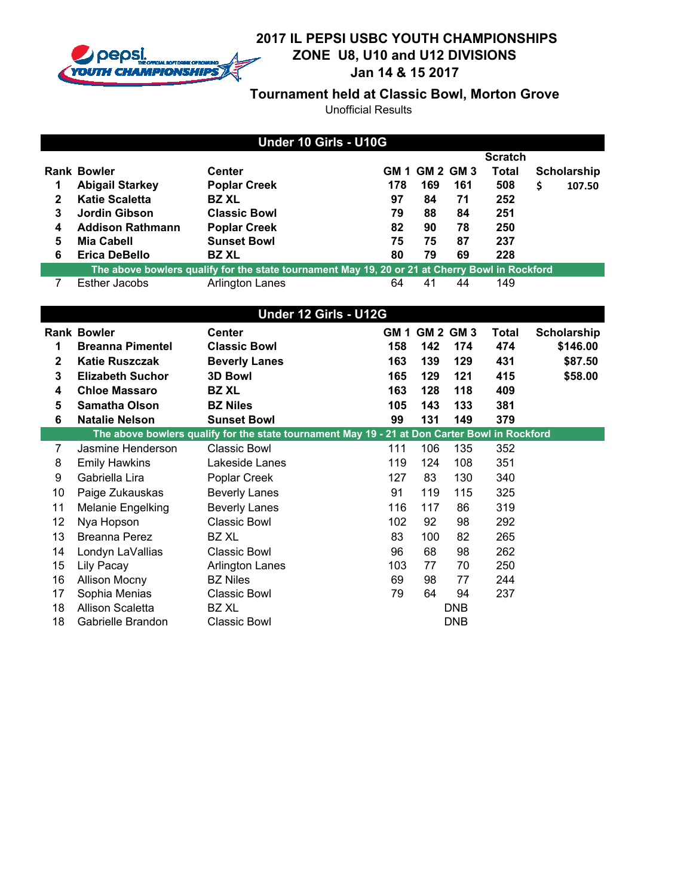# 2017 IL PEPSI USBC YOUTH CHAMPIONSHIPS
## ZONE U8, U10 and U12 DIVISIONS
### Jan 14 & 15 2017

**Tournament held at Classic Bowl, Morton Grove**

Unofficial Results

## Under 10 Girls - U10G

| Rank | Bowler | Center | GM 1 | GM 2 | GM 3 | Scratch Total | Scholarship |
|---|---|---|---|---|---|---|---|
| **1** | **Abigail Starkey** | **Poplar Creek** | **178** | **169** | **161** | **508** | **$ 107.50** |
| **2** | **Katie Scaletta** | **BZ XL** | **97** | **84** | **71** | **252** | |
| **3** | **Jordin Gibson** | **Classic Bowl** | **79** | **88** | **84** | **251** | |
| **4** | **Addison Rathmann** | **Poplar Creek** | **82** | **90** | **78** | **250** | |
| **5** | **Mia Cabell** | **Sunset Bowl** | **75** | **75** | **87** | **237** | |
| **6** | **Erica DeBello** | **BZ XL** | **80** | **79** | **69** | **228** | |
| | **The above bowlers qualify for the state tournament May 19, 20 or 21 at Cherry Bowl in Rockford** | | | | | | |
| 7 | Esther Jacobs | Arlington Lanes | 64 | 41 | 44 | 149 | |

## Under 12 Girls - U12G

| Rank | Bowler | Center | GM 1 | GM 2 | GM 3 | Total | Scholarship |
|---|---|---|---|---|---|---|---|
| **1** | **Breanna Pimentel** | **Classic Bowl** | **158** | **142** | **174** | **474** | **$146.00** |
| **2** | **Katie Ruszczak** | **Beverly Lanes** | **163** | **139** | **129** | **431** | **$87.50** |
| **3** | **Elizabeth Suchor** | **3D Bowl** | **165** | **129** | **121** | **415** | **$58.00** |
| **4** | **Chloe Massaro** | **BZ XL** | **163** | **128** | **118** | **409** | |
| **5** | **Samatha Olson** | **BZ Niles** | **105** | **143** | **133** | **381** | |
| **6** | **Natalie Nelson** | **Sunset Bowl** | **99** | **131** | **149** | **379** | |
| | **The above bowlers qualify for the state tournament May 19 - 21 at Don Carter Bowl in Rockford** | | | | | | |
| 7 | Jasmine Henderson | Classic Bowl | 111 | 106 | 135 | 352 | |
| 8 | Emily Hawkins | Lakeside Lanes | 119 | 124 | 108 | 351 | |
| 9 | Gabriella Lira | Poplar Creek | 127 | 83 | 130 | 340 | |
| 10 | Paige Zukauskas | Beverly Lanes | 91 | 119 | 115 | 325 | |
| 11 | Melanie Engelking | Beverly Lanes | 116 | 117 | 86 | 319 | |
| 12 | Nya Hopson | Classic Bowl | 102 | 92 | 98 | 292 | |
| 13 | Breanna Perez | BZ XL | 83 | 100 | 82 | 265 | |
| 14 | Londyn LaVallias | Classic Bowl | 96 | 68 | 98 | 262 | |
| 15 | Lily Pacay | Arlington Lanes | 103 | 77 | 70 | 250 | |
| 16 | Allison Mocny | BZ Niles | 69 | 98 | 77 | 244 | |
| 17 | Sophia Menias | Classic Bowl | 79 | 64 | 94 | 237 | |
| 18 | Allison Scaletta | BZ XL | | DNB | | | |
| 18 | Gabrielle Brandon | Classic Bowl | | DNB | | | |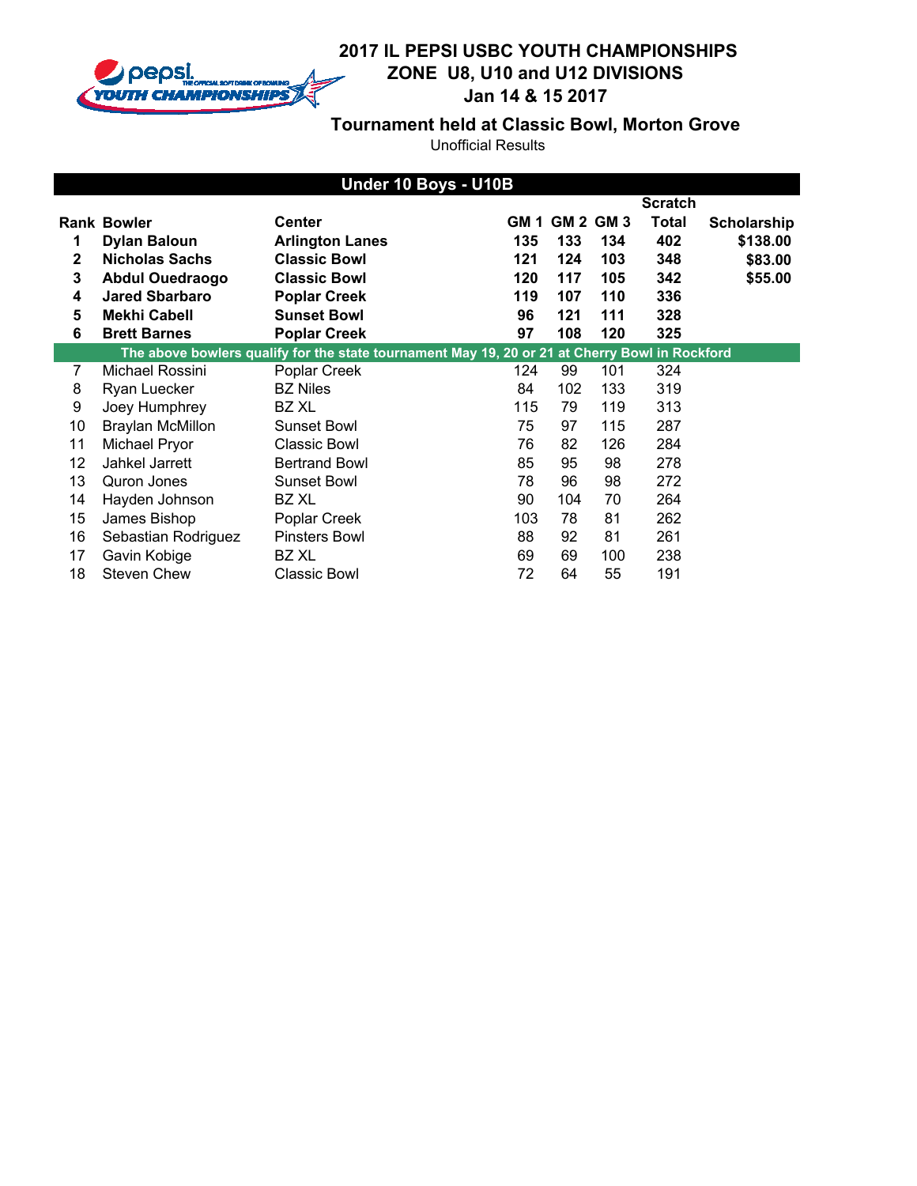# 2017 IL PEPSI USBC YOUTH CHAMPIONSHIPS

## ZONE U8, U10 and U12 DIVISIONS

## Jan 14 & 15 2017

### Tournament held at Classic Bowl, Morton Grove

Unofficial Results

**Under 10 Boys - U10B**

| Rank | Bowler | Center | GM 1 | GM 2 | GM 3 | Scratch Total | Scholarship |
|---|---|---|---|---|---|---|---|
| **1** | **Dylan Baloun** | **Arlington Lanes** | **135** | **133** | **134** | **402** | **$138.00** |
| **2** | **Nicholas Sachs** | **Classic Bowl** | **121** | **124** | **103** | **348** | **$83.00** |
| **3** | **Abdul Ouedraogo** | **Classic Bowl** | **120** | **117** | **105** | **342** | **$55.00** |
| **4** | **Jared Sbarbaro** | **Poplar Creek** | **119** | **107** | **110** | **336** | |
| **5** | **Mekhi Cabell** | **Sunset Bowl** | **96** | **121** | **111** | **328** | |
| **6** | **Brett Barnes** | **Poplar Creek** | **97** | **108** | **120** | **325** | |
| | **The above bowlers qualify for the state tournament May 19, 20 or 21 at Cherry Bowl in Rockford** | | | | | | |
| 7 | Michael Rossini | Poplar Creek | 124 | 99 | 101 | 324 | |
| 8 | Ryan Luecker | BZ Niles | 84 | 102 | 133 | 319 | |
| 9 | Joey Humphrey | BZ XL | 115 | 79 | 119 | 313 | |
| 10 | Braylan McMillon | Sunset Bowl | 75 | 97 | 115 | 287 | |
| 11 | Michael Pryor | Classic Bowl | 76 | 82 | 126 | 284 | |
| 12 | Jahkel Jarrett | Bertrand Bowl | 85 | 95 | 98 | 278 | |
| 13 | Quron Jones | Sunset Bowl | 78 | 96 | 98 | 272 | |
| 14 | Hayden Johnson | BZ XL | 90 | 104 | 70 | 264 | |
| 15 | James Bishop | Poplar Creek | 103 | 78 | 81 | 262 | |
| 16 | Sebastian Rodriguez | Pinsters Bowl | 88 | 92 | 81 | 261 | |
| 17 | Gavin Kobige | BZ XL | 69 | 69 | 100 | 238 | |
| 18 | Steven Chew | Classic Bowl | 72 | 64 | 55 | 191 | |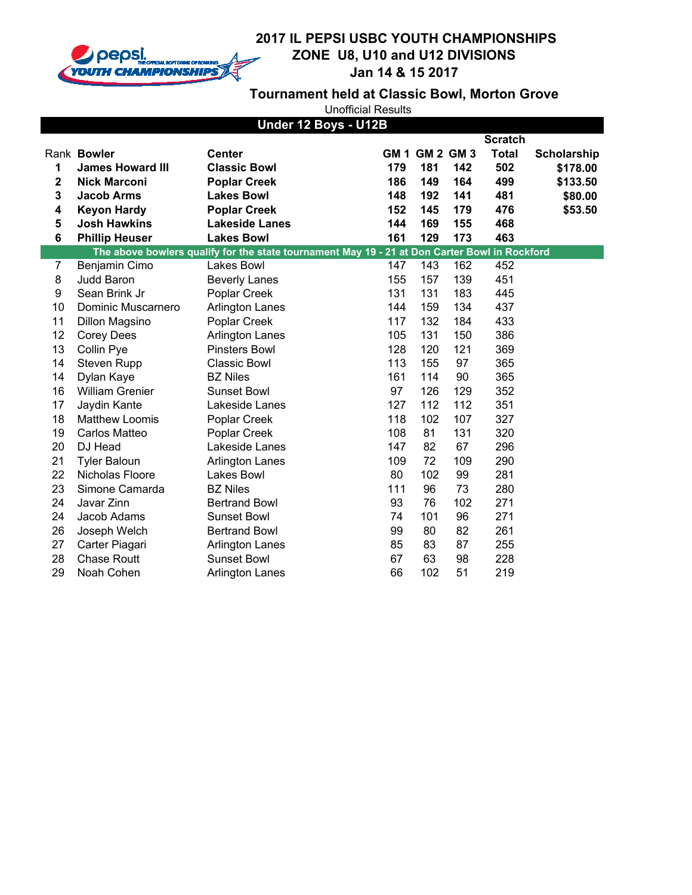# 2017 IL PEPSI USBC YOUTH CHAMPIONSHIPS
## ZONE U8, U10 and U12 DIVISIONS
## Jan 14 & 15 2017

### Tournament held at Classic Bowl, Morton Grove

Unofficial Results

### Under 12 Boys - U12B

| Rank | Bowler | Center | GM 1 | GM 2 | GM 3 | Scratch Total | Scholarship |
|---|---|---|---|---|---|---|---|
| **1** | **James Howard III** | **Classic Bowl** | **179** | **181** | **142** | **502** | **$178.00** |
| **2** | **Nick Marconi** | **Poplar Creek** | **186** | **149** | **164** | **499** | **$133.50** |
| **3** | **Jacob Arms** | **Lakes Bowl** | **148** | **192** | **141** | **481** | **$80.00** |
| **4** | **Keyon Hardy** | **Poplar Creek** | **152** | **145** | **179** | **476** | **$53.50** |
| **5** | **Josh Hawkins** | **Lakeside Lanes** | **144** | **169** | **155** | **468** | |
| **6** | **Phillip Heuser** | **Lakes Bowl** | **161** | **129** | **173** | **463** | |
| **The above bowlers qualify for the state tournament May 19 - 21 at Don Carter Bowl in Rockford** | | | | | | | |
| 7 | Benjamin Cimo | Lakes Bowl | 147 | 143 | 162 | 452 | |
| 8 | Judd Baron | Beverly Lanes | 155 | 157 | 139 | 451 | |
| 9 | Sean Brink Jr | Poplar Creek | 131 | 131 | 183 | 445 | |
| 10 | Dominic Muscarnero | Arlington Lanes | 144 | 159 | 134 | 437 | |
| 11 | Dillon Magsino | Poplar Creek | 117 | 132 | 184 | 433 | |
| 12 | Corey Dees | Arlington Lanes | 105 | 131 | 150 | 386 | |
| 13 | Collin Pye | Pinsters Bowl | 128 | 120 | 121 | 369 | |
| 14 | Steven Rupp | Classic Bowl | 113 | 155 | 97 | 365 | |
| 14 | Dylan Kaye | BZ Niles | 161 | 114 | 90 | 365 | |
| 16 | William Grenier | Sunset Bowl | 97 | 126 | 129 | 352 | |
| 17 | Jaydin Kante | Lakeside Lanes | 127 | 112 | 112 | 351 | |
| 18 | Matthew Loomis | Poplar Creek | 118 | 102 | 107 | 327 | |
| 19 | Carlos Matteo | Poplar Creek | 108 | 81 | 131 | 320 | |
| 20 | DJ Head | Lakeside Lanes | 147 | 82 | 67 | 296 | |
| 21 | Tyler Baloun | Arlington Lanes | 109 | 72 | 109 | 290 | |
| 22 | Nicholas Floore | Lakes Bowl | 80 | 102 | 99 | 281 | |
| 23 | Simone Camarda | BZ Niles | 111 | 96 | 73 | 280 | |
| 24 | Javar Zinn | Bertrand Bowl | 93 | 76 | 102 | 271 | |
| 24 | Jacob Adams | Sunset Bowl | 74 | 101 | 96 | 271 | |
| 26 | Joseph Welch | Bertrand Bowl | 99 | 80 | 82 | 261 | |
| 27 | Carter Piagari | Arlington Lanes | 85 | 83 | 87 | 255 | |
| 28 | Chase Routt | Sunset Bowl | 67 | 63 | 98 | 228 | |
| 29 | Noah Cohen | Arlington Lanes | 66 | 102 | 51 | 219 | |